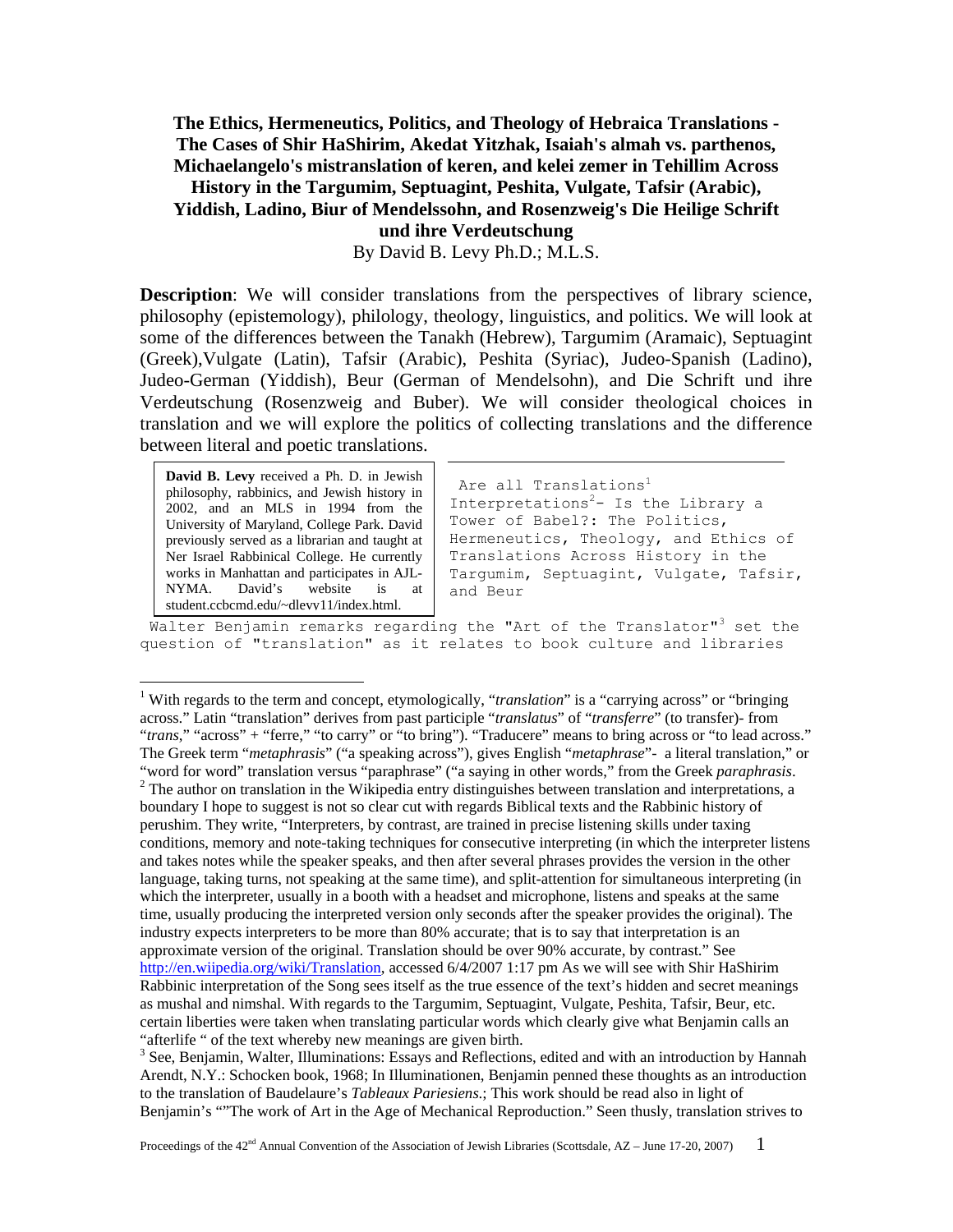# The Ethics, Hermeneutics, Politics, and Theology of Hebraica Translations - The Cases of Shir HaShirim, Akedat Yitzhak, Isaiah's almah vs. parthenos, Michaelangelo's mistranslation of keren, and kelei zemer in Tehillim Across History in the Targumim, Septuagint, Peshita, Vulgate, Tafsir (Arabic), Yiddish, Ladino, Biur of Mendelssohn, and Rosenzweig's Die Heilige Schrift und ihre Verdeutschung

By David B. Levy Ph.D.; M.L.S.

**Description**: We will consider translations from the perspectives of library science, philosophy (epistemology), philology, theology, linguistics, and politics. We will look at some of the differences between the Tanakh (Hebrew), Targumim (Aramaic), Septuagint (Greek),Vulgate (Latin), Tafsir (Arabic), Peshita (Syriac), Judeo-Spanish (Ladino), Judeo-German (Yiddish), Beur (German of Mendelsohn), and Die Schrift und ihre Verdeutschung (Rosenzweig and Buber). We will consider theological choices in translation and we will explore the politics of collecting translations and the difference between literal and poetic translations.

**David B. Levy** received a Ph. D. in Jewish philosophy, rabbinics, and Jewish history in 2002, and an MLS in 1994 from the University of Maryland, College Park. David previously served as a librarian and taught at Ner Israel Rabbinical College. He currently works in Manhattan and participates in AJL-NYMA. David's website is at student.ccbcmd.edu/~dlevy11/index.html.

## Are all Translations[1] Interpretations[2]- Is the Library a Tower of Babel?: The Politics, Hermeneutics, Theology, and Ethics of Translations Across History in the Targumim, Septuagint, Vulgate, Tafsir, and Beur

Walter Benjamin remarks regarding the "Art of the Translator"[3] set the question of "translation" as it relates to book culture and libraries

---

[1] With regards to the term and concept, etymologically, "*translation*" is a "carrying across" or "bringing across." Latin "translation" derives from past participle "*translatus*" of "*transferre*" (to transfer)- from "*trans*," "across" + "ferre," "to carry" or "to bring"). "Traducere" means to bring across or "to lead across." The Greek term "*metaphrasis*" ("a speaking across"), gives English "*metaphrase*"- a literal translation," or "word for word" translation versus "paraphrase" ("a saying in other words," from the Greek *paraphrasis*.

[2] The author on translation in the Wikipedia entry distinguishes between translation and interpretations, a boundary I hope to suggest is not so clear cut with regards Biblical texts and the Rabbinic history of perushim. They write, "Interpreters, by contrast, are trained in precise listening skills under taxing conditions, memory and note-taking techniques for consecutive interpreting (in which the interpreter listens and takes notes while the speaker speaks, and then after several phrases provides the version in the other language, taking turns, not speaking at the same time), and split-attention for simultaneous interpreting (in which the interpreter, usually in a booth with a headset and microphone, listens and speaks at the same time, usually producing the interpreted version only seconds after the speaker provides the original). The industry expects interpreters to be more than 80% accurate; that is to say that interpretation is an approximate version of the original. Translation should be over 90% accurate, by contrast." See http://en.wiipedia.org/wiki/Translation, accessed 6/4/2007 1:17 pm As we will see with Shir HaShirim Rabbinic interpretation of the Song sees itself as the true essence of the text's hidden and secret meanings as mushal and nimshal. With regards to the Targumim, Septuagint, Vulgate, Peshita, Tafsir, Beur, etc. certain liberties were taken when translating particular words which clearly give what Benjamin calls an "afterlife " of the text whereby new meanings are given birth.

[3] See, Benjamin, Walter, Illuminations: Essays and Reflections, edited and with an introduction by Hannah Arendt, N.Y.: Schocken book, 1968; In Illuminationen, Benjamin penned these thoughts as an introduction to the translation of Baudelaure's *Tableaux Pariesiens*.; This work should be read also in light of Benjamin's ""The work of Art in the Age of Mechanical Reproduction." Seen thusly, translation strives to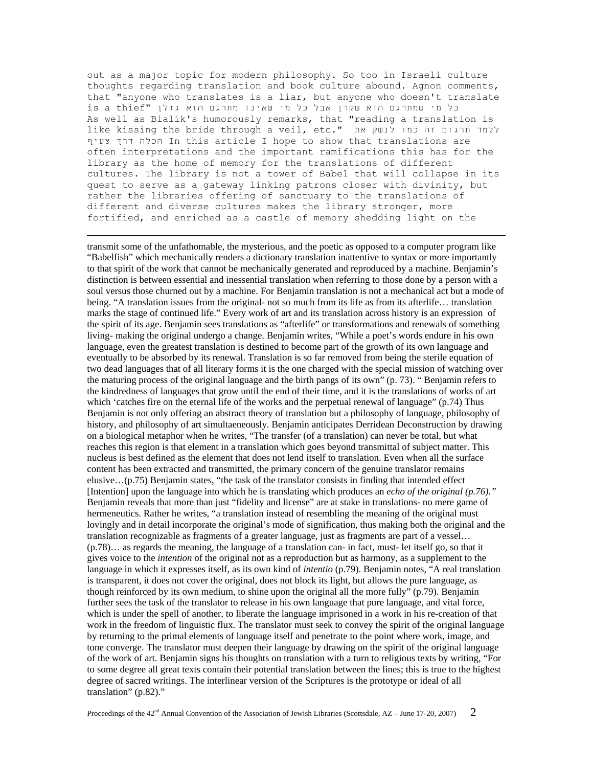out as a major topic for modern philosophy. So too in Israeli culture thoughts regarding translation and book culture abound. Agnon comments, that "anyone who translates is a liar, but anyone who doesn't translate is a thief" כל מי שמתרגם הוא שקרן אבל כל מי שאינו מתרגם הוא גזלן As well as Bialik's humorously remarks, that "reading a translation is like kissing the bride through a veil, etc." ללמד תרגום זה כמו לנשק את הכלה דרך צעיף In this article I hope to show that translations are often interpretations and the important ramifications this has for the library as the home of memory for the translations of different cultures. The library is not a tower of Babel that will collapse in its quest to serve as a gateway linking patrons closer with divinity, but rather the libraries offering of sanctuary to the translations of different and diverse cultures makes the library stronger, more fortified, and enriched as a castle of memory shedding light on the

---

transmit some of the unfathomable, the mysterious, and the poetic as opposed to a computer program like "Babelfish" which mechanically renders a dictionary translation inattentive to syntax or more importantly to that spirit of the work that cannot be mechanically generated and reproduced by a machine. Benjamin's distinction is between essential and inessential translation when referring to those done by a person with a soul versus those churned out by a machine. For Benjamin translation is not a mechanical act but a mode of being. "A translation issues from the original- not so much from its life as from its afterlife… translation marks the stage of continued life." Every work of art and its translation across history is an expression of the spirit of its age. Benjamin sees translations as "afterlife" or transformations and renewals of something living- making the original undergo a change. Benjamin writes, "While a poet's words endure in his own language, even the greatest translation is destined to become part of the growth of its own language and eventually to be absorbed by its renewal. Translation is so far removed from being the sterile equation of two dead languages that of all literary forms it is the one charged with the special mission of watching over the maturing process of the original language and the birth pangs of its own" (p. 73). " Benjamin refers to the kindredness of languages that grow until the end of their time, and it is the translations of works of art which 'catches fire on the eternal life of the works and the perpetual renewal of language" (p.74) Thus Benjamin is not only offering an abstract theory of translation but a philosophy of language, philosophy of history, and philosophy of art simultaeneously. Benjamin anticipates Derridean Deconstruction by drawing on a biological metaphor when he writes, "The transfer (of a translation) can never be total, but what reaches this region is that element in a translation which goes beyond transmittal of subject matter. This nucleus is best defined as the element that does not lend itself to translation. Even when all the surface content has been extracted and transmitted, the primary concern of the genuine translator remains elusive…(p.75) Benjamin states, "the task of the translator consists in finding that intended effect [Intention] upon the language into which he is translating which produces an *echo of the original (p.76)."* Benjamin reveals that more than just "fidelity and license" are at stake in translations- no mere game of hermeneutics. Rather he writes, "a translation instead of resembling the meaning of the original must lovingly and in detail incorporate the original's mode of signification, thus making both the original and the translation recognizable as fragments of a greater language, just as fragments are part of a vessel… (p.78)… as regards the meaning, the language of a translation can- in fact, must- let itself go, so that it gives voice to the *intention* of the original not as a reproduction but as harmony, as a supplement to the language in which it expresses itself, as its own kind of *intentio* (p.79). Benjamin notes, "A real translation is transparent, it does not cover the original, does not block its light, but allows the pure language, as though reinforced by its own medium, to shine upon the original all the more fully" (p.79). Benjamin further sees the task of the translator to release in his own language that pure language, and vital force, which is under the spell of another, to liberate the language imprisoned in a work in his re-creation of that work in the freedom of linguistic flux. The translator must seek to convey the spirit of the original language by returning to the primal elements of language itself and penetrate to the point where work, image, and tone converge. The translator must deepen their language by drawing on the spirit of the original language of the work of art. Benjamin signs his thoughts on translation with a turn to religious texts by writing, "For to some degree all great texts contain their potential translation between the lines; this is true to the highest degree of sacred writings. The interlinear version of the Scriptures is the prototype or ideal of all translation" (p.82)."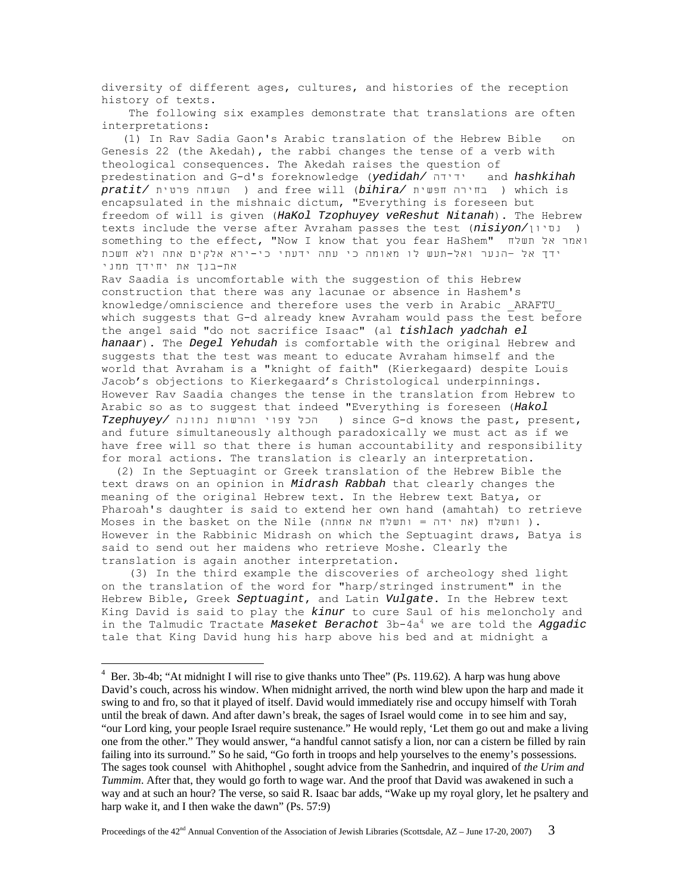diversity of different ages, cultures, and histories of the reception history of texts.

The following six examples demonstrate that translations are often interpretations:

(1) In Rav Sadia Gaon's Arabic translation of the Hebrew Bible on Genesis 22 (the Akedah), the rabbi changes the tense of a verb with theological consequences. The Akedah raises the question of predestination and G-d's foreknowledge (***yedidah/*** ידידה and ***hashkihah pratit/*** השגחה פרטית ) and free will (***bihira/*** בחירה חפשית ) which is encapsulated in the mishnaic dictum, "Everything is foreseen but freedom of will is given (***HaKol Tzophuyey veReshut Nitanah***). The Hebrew texts include the verse after Avraham passes the test (***nisiyon/***נסיון ) something to the effect, "Now I know that you fear HaShem" ויאמר אל תשלח ידך אל –הנער ואל-תעש לו מאומה כי עתה ידעתי כי-ירא אלקים אתה ולא חשכת את-בנך את יחידך ממני

Rav Saadia is uncomfortable with the suggestion of this Hebrew construction that there was any lacunae or absence in Hashem's knowledge/omniscience and therefore uses the verb in Arabic _ARAFTU_ which suggests that G-d already knew Avraham would pass the test before the angel said "do not sacrifice Isaac" (al ***tishlach yadchah el hanaar***). The ***Degel Yehudah*** is comfortable with the original Hebrew and suggests that the test was meant to educate Avraham himself and the world that Avraham is a "knight of faith" (Kierkegaard) despite Louis Jacob's objections to Kierkegaard's Christological underpinnings. However Rav Saadia changes the tense in the translation from Hebrew to Arabic so as to suggest that indeed "Everything is foreseen (***Hakol Tzephuyey/*** הכל צפוי והרשות נתונה ) since G-d knows the past, present, and future simultaneously although paradoxically we must act as if we have free will so that there is human accountability and responsibility for moral actions. The translation is clearly an interpretation.

(2) In the Septuagint or Greek translation of the Hebrew Bible the text draws on an opinion in ***Midrash Rabbah*** that clearly changes the meaning of the original Hebrew text. In the Hebrew text Batya, or Pharoah's daughter is said to extend her own hand (amahtah) to retrieve Moses in the basket on the Nile (ותשלח את אמתה = ותשלח (את ידה ). However in the Rabbinic Midrash on which the Septuagint draws, Batya is said to send out her maidens who retrieve Moshe. Clearly the translation is again another interpretation.

(3) In the third example the discoveries of archeology shed light on the translation of the word for "harp/stringed instrument" in the Hebrew Bible, Greek ***Septuagint***, and Latin ***Vulgate***. In the Hebrew text King David is said to play the ***kinur*** to cure Saul of his meloncholy and in the Talmudic Tractate ***Maseket Berachot*** 3b-4a[4] we are told the ***Aggadic*** tale that King David hung his harp above his bed and at midnight a

---

[4] Ber. 3b-4b; "At midnight I will rise to give thanks unto Thee" (Ps. 119.62). A harp was hung above David's couch, across his window. When midnight arrived, the north wind blew upon the harp and made it swing to and fro, so that it played of itself. David would immediately rise and occupy himself with Torah until the break of dawn. And after dawn's break, the sages of Israel would come in to see him and say, "our Lord king, your people Israel require sustenance." He would reply, 'Let them go out and make a living one from the other." They would answer, "a handful cannot satisfy a lion, nor can a cistern be filled by rain failing into its surround." So he said, "Go forth in troops and help yourselves to the enemy's possessions. The sages took counsel with Ahithophel , sought advice from the Sanhedrin, and inquired of *the Urim and Tummim*. After that, they would go forth to wage war. And the proof that David was awakened in such a way and at such an hour? The verse, so said R. Isaac bar adds, "Wake up my royal glory, let he psaltery and harp wake it, and I then wake the dawn" (Ps. 57:9)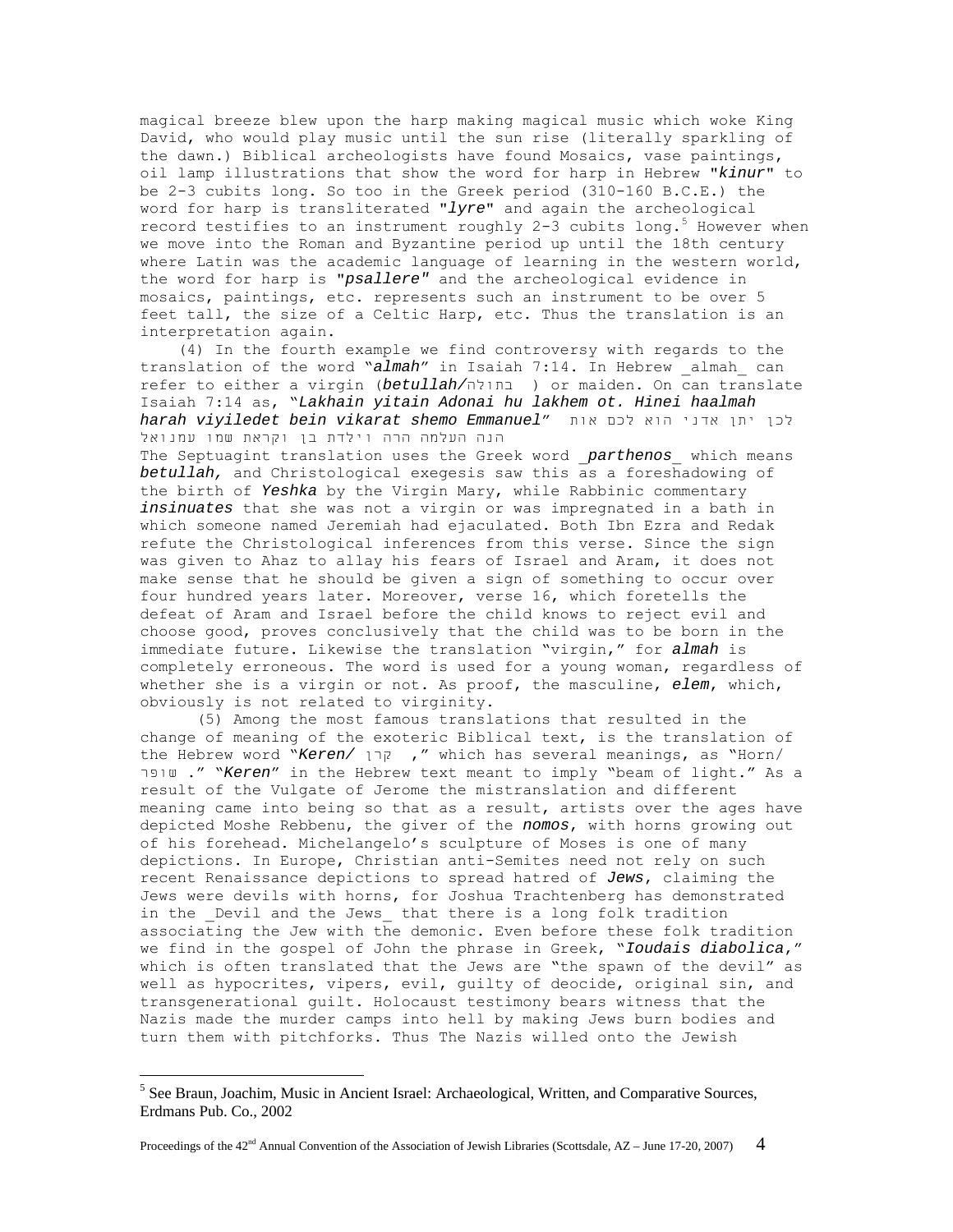magical breeze blew upon the harp making magical music which woke King David, who would play music until the sun rise (literally sparkling of the dawn.) Biblical archeologists have found Mosaics, vase paintings, oil lamp illustrations that show the word for harp in Hebrew "*kinur*" to be 2-3 cubits long. So too in the Greek period (310-160 B.C.E.) the word for harp is transliterated "*lyre*" and again the archeological record testifies to an instrument roughly 2-3 cubits long.[5] However when we move into the Roman and Byzantine period up until the 18th century where Latin was the academic language of learning in the western world, the word for harp is "*psallere*" and the archeological evidence in mosaics, paintings, etc. represents such an instrument to be over 5 feet tall, the size of a Celtic Harp, etc. Thus the translation is an interpretation again.

(4) In the fourth example we find controversy with regards to the translation of the word "*almah*" in Isaiah 7:14. In Hebrew _almah_ can refer to either a virgin (*betullah/*בתולה ) or maiden. On can translate Isaiah 7:14 as, "*Lakhain yitain Adonai hu lakhem ot. Hinei haalmah harah viyiledet bein vikarat shemo Emmanuel*" לכן יתן אדני הוא לכם אות הנה העלמה הרה וילדת בן וקראת שמו עמנואל
The Septuagint translation uses the Greek word _*parthenos*_ which means *betullah,* and Christological exegesis saw this as a foreshadowing of the birth of *Yeshka* by the Virgin Mary, while Rabbinic commentary *insinuates* that she was not a virgin or was impregnated in a bath in which someone named Jeremiah had ejaculated. Both Ibn Ezra and Redak refute the Christological inferences from this verse. Since the sign was given to Ahaz to allay his fears of Israel and Aram, it does not make sense that he should be given a sign of something to occur over four hundred years later. Moreover, verse 16, which foretells the defeat of Aram and Israel before the child knows to reject evil and choose good, proves conclusively that the child was to be born in the immediate future. Likewise the translation "virgin," for *almah* is completely erroneous. The word is used for a young woman, regardless of whether she is a virgin or not. As proof, the masculine, *elem*, which, obviously is not related to virginity.

(5) Among the most famous translations that resulted in the change of meaning of the exoteric Biblical text, is the translation of the Hebrew word "*Keren/* קרן ," which has several meanings, as "Horn/ שופר ." "*Keren*" in the Hebrew text meant to imply "beam of light." As a result of the Vulgate of Jerome the mistranslation and different meaning came into being so that as a result, artists over the ages have depicted Moshe Rebbenu, the giver of the *nomos*, with horns growing out of his forehead. Michelangelo's sculpture of Moses is one of many depictions. In Europe, Christian anti-Semites need not rely on such recent Renaissance depictions to spread hatred of *Jews*, claiming the Jews were devils with horns, for Joshua Trachtenberg has demonstrated in the _Devil and the Jews_ that there is a long folk tradition associating the Jew with the demonic. Even before these folk tradition we find in the gospel of John the phrase in Greek, "*Ioudais diabolica*," which is often translated that the Jews are "the spawn of the devil" as well as hypocrites, vipers, evil, guilty of deocide, original sin, and transgenerational guilt. Holocaust testimony bears witness that the Nazis made the murder camps into hell by making Jews burn bodies and turn them with pitchforks. Thus The Nazis willed onto the Jewish

[5] See Braun, Joachim, Music in Ancient Israel: Archaeological, Written, and Comparative Sources, Erdmans Pub. Co., 2002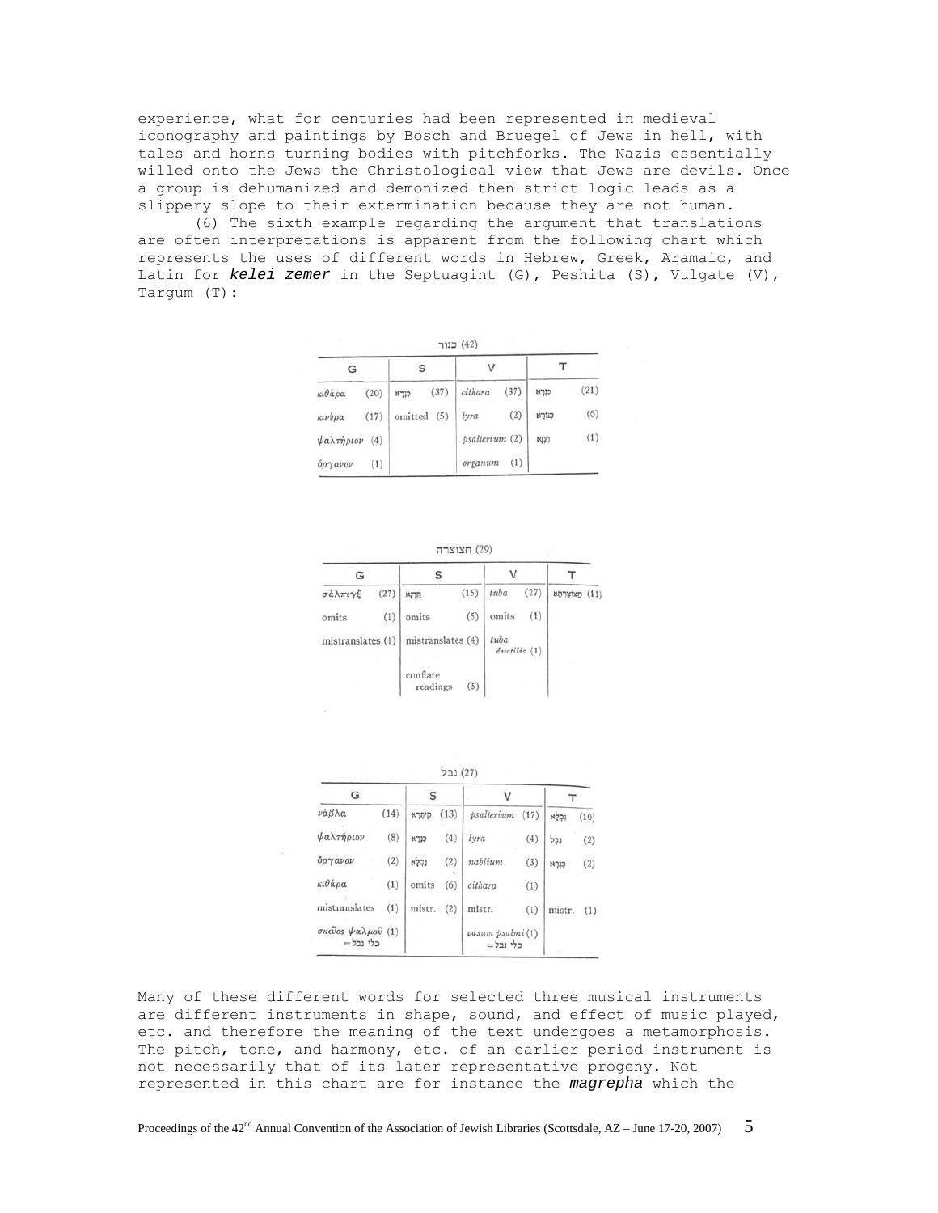experience, what for centuries had been represented in medieval iconography and paintings by Bosch and Bruegel of Jews in hell, with tales and horns turning bodies with pitchforks. The Nazis essentially willed onto the Jews the Christological view that Jews are devils. Once a group is dehumanized and demonized then strict logic leads as a slippery slope to their extermination because they are not human.

(6) The sixth example regarding the argument that translations are often interpretations is apparent from the following chart which represents the uses of different words in Hebrew, Greek, Aramaic, and Latin for ***kelei zemer*** in the Septuagint (G), Peshita (S), Vulgate (V), Targum (T):

כנור (42)

| G | | S | | V | | T | |
|---|---|---|---|---|---|---|---|
| κιθάρα | (20) | כִּנָּרָא | (37) | *cithara* | (37) | כִּנָּרָא | (21) |
| κινύρα | (17) | omitted | (5) | *lyra* | (2) | כּוּרָא | (6) |
| ψαλτήριον | (4) | | | *psallerium* | (2) | חִנְגָּא | (1) |
| ὄργανον | (1) | | | *organum* | (1) | | |

חצוצרה (29)

| G | | S | | V | | T | |
|---|---|---|---|---|---|---|---|
| σάλπιγξ | (27) | קַרְנָא | (15) | *tuba* | (27) | חֲצוֹצְרָתָא | (11) |
| omits | (1) | omits | (5) | omits | (1) | | |
| mistranslates | (1) | mistranslates | (4) | *tuba ductilis* | (1) | | |
| | | conflate readings | (5) | | | | |

נבל (27)

| G | | S | | V | | T | |
|---|---|---|---|---|---|---|---|
| νάβλα | (14) | קִיתָרָא | (13) | *psalterium* | (17) | נִבְלָא | (10) |
| ψαλτήριον | (8) | כִּנָּרָא | (4) | *lyra* | (4) | נֶבֶל | (2) |
| ὄργανον | (2) | נַבְלָא | (2) | *nablium* | (3) | כִּנָּרָא | (2) |
| κιθάρα | (1) | omits | (6) | *cithara* | (1) | | |
| mistranslates | (1) | mistr. | (2) | mistr. | (1) | mistr. | (1) |
| σκεῦος ψαλμοῦ =כלי נבל | (1) | | | *vasum psalmi* =כלי נבל | (1) | | |

Many of these different words for selected three musical instruments are different instruments in shape, sound, and effect of music played, etc. and therefore the meaning of the text undergoes a metamorphosis. The pitch, tone, and harmony, etc. of an earlier period instrument is not necessarily that of its later representative progeny. Not represented in this chart are for instance the ***magrepha*** which the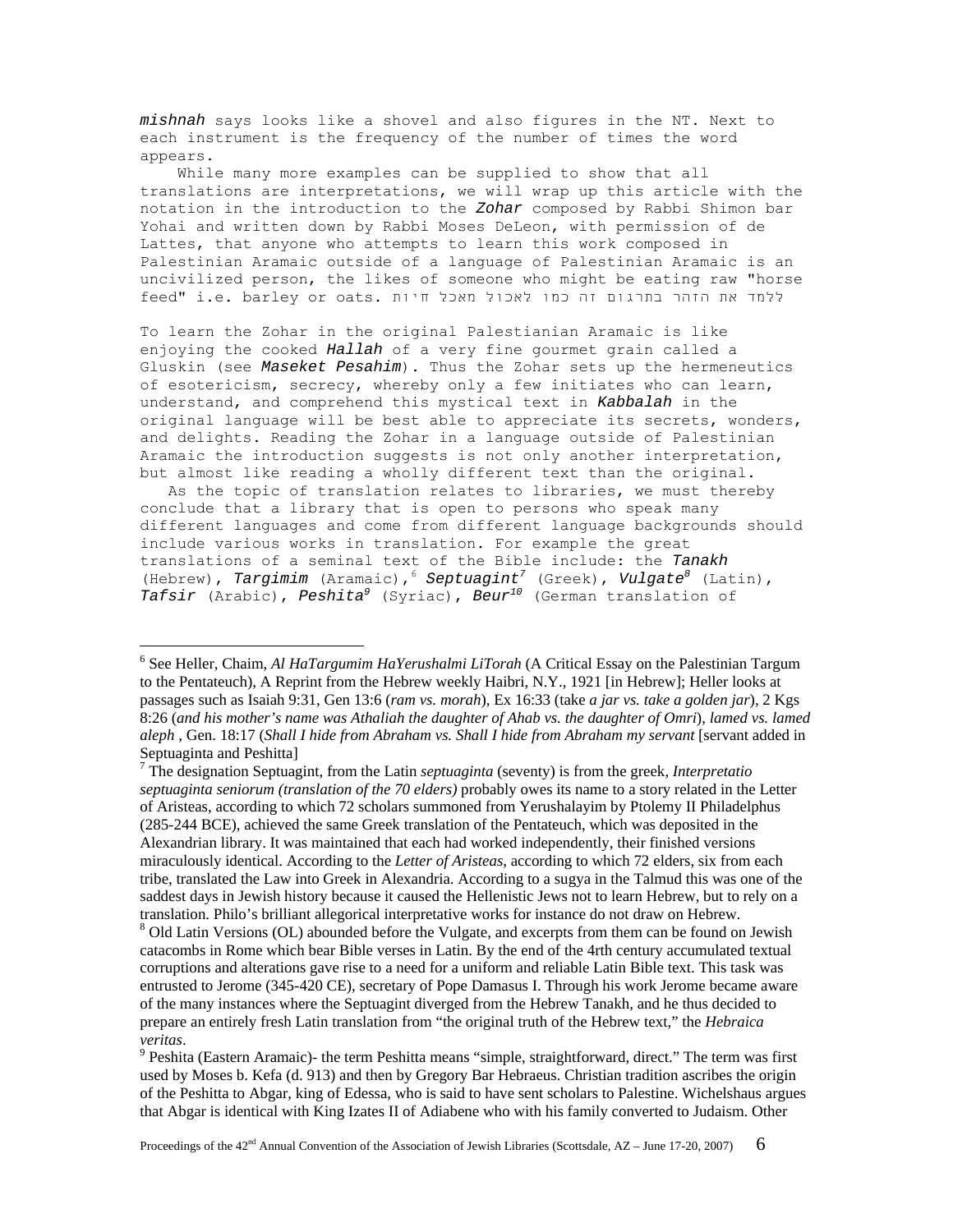*mishnah* says looks like a shovel and also figures in the NT. Next to each instrument is the frequency of the number of times the word appears.

While many more examples can be supplied to show that all translations are interpretations, we will wrap up this article with the notation in the introduction to the *Zohar* composed by Rabbi Shimon bar Yohai and written down by Rabbi Moses DeLeon, with permission of de Lattes, that anyone who attempts to learn this work composed in Palestinian Aramaic outside of a language of Palestinian Aramaic is an uncivilized person, the likes of someone who might be eating raw "horse feed" i.e. barley or oats. ללמד את הזהר בתרגום זה כמו לאכול מאכל חיות

To learn the Zohar in the original Palestianian Aramaic is like enjoying the cooked *Hallah* of a very fine gourmet grain called a Gluskin (see *Maseket Pesahim*). Thus the Zohar sets up the hermeneutics of esotericism, secrecy, whereby only a few initiates who can learn, understand, and comprehend this mystical text in *Kabbalah* in the original language will be best able to appreciate its secrets, wonders, and delights. Reading the Zohar in a language outside of Palestinian Aramaic the introduction suggests is not only another interpretation, but almost like reading a wholly different text than the original.

As the topic of translation relates to libraries, we must thereby conclude that a library that is open to persons who speak many different languages and come from different language backgrounds should include various works in translation. For example the great translations of a seminal text of the Bible include: the *Tanakh* (Hebrew), *Targimim* (Aramaic),[6] *Septuagint*[7] (Greek), *Vulgate*[8] (Latin), *Tafsir* (Arabic), *Peshita*[9] (Syriac), *Beur*[10] (German translation of

---

[6] See Heller, Chaim, *Al HaTargumim HaYerushalmi LiTorah* (A Critical Essay on the Palestinian Targum to the Pentateuch), A Reprint from the Hebrew weekly Haibri, N.Y., 1921 [in Hebrew]; Heller looks at passages such as Isaiah 9:31, Gen 13:6 (*ram vs. morah*), Ex 16:33 (take *a jar vs. take a golden jar*), 2 Kgs 8:26 (*and his mother's name was Athaliah the daughter of Ahab vs. the daughter of Omri*), *lamed vs. lamed aleph* , Gen. 18:17 (*Shall I hide from Abraham vs. Shall I hide from Abraham my servant* [servant added in Septuaginta and Peshitta]

[7] The designation Septuagint, from the Latin *septuaginta* (seventy) is from the greek, *Interpretatio septuaginta seniorum (translation of the 70 elders)* probably owes its name to a story related in the Letter of Aristeas, according to which 72 scholars summoned from Yerushalayim by Ptolemy II Philadelphus (285-244 BCE), achieved the same Greek translation of the Pentateuch, which was deposited in the Alexandrian library. It was maintained that each had worked independently, their finished versions miraculously identical. According to the *Letter of Aristeas*, according to which 72 elders, six from each tribe, translated the Law into Greek in Alexandria. According to a sugya in the Talmud this was one of the saddest days in Jewish history because it caused the Hellenistic Jews not to learn Hebrew, but to rely on a translation. Philo's brilliant allegorical interpretative works for instance do not draw on Hebrew.

[8] Old Latin Versions (OL) abounded before the Vulgate, and excerpts from them can be found on Jewish catacombs in Rome which bear Bible verses in Latin. By the end of the 4rth century accumulated textual corruptions and alterations gave rise to a need for a uniform and reliable Latin Bible text. This task was entrusted to Jerome (345-420 CE), secretary of Pope Damasus I. Through his work Jerome became aware of the many instances where the Septuagint diverged from the Hebrew Tanakh, and he thus decided to prepare an entirely fresh Latin translation from "the original truth of the Hebrew text," the *Hebraica veritas*.

[9] Peshita (Eastern Aramaic)- the term Peshitta means "simple, straightforward, direct." The term was first used by Moses b. Kefa (d. 913) and then by Gregory Bar Hebraeus. Christian tradition ascribes the origin of the Peshitta to Abgar, king of Edessa, who is said to have sent scholars to Palestine. Wichelshaus argues that Abgar is identical with King Izates II of Adiabene who with his family converted to Judaism. Other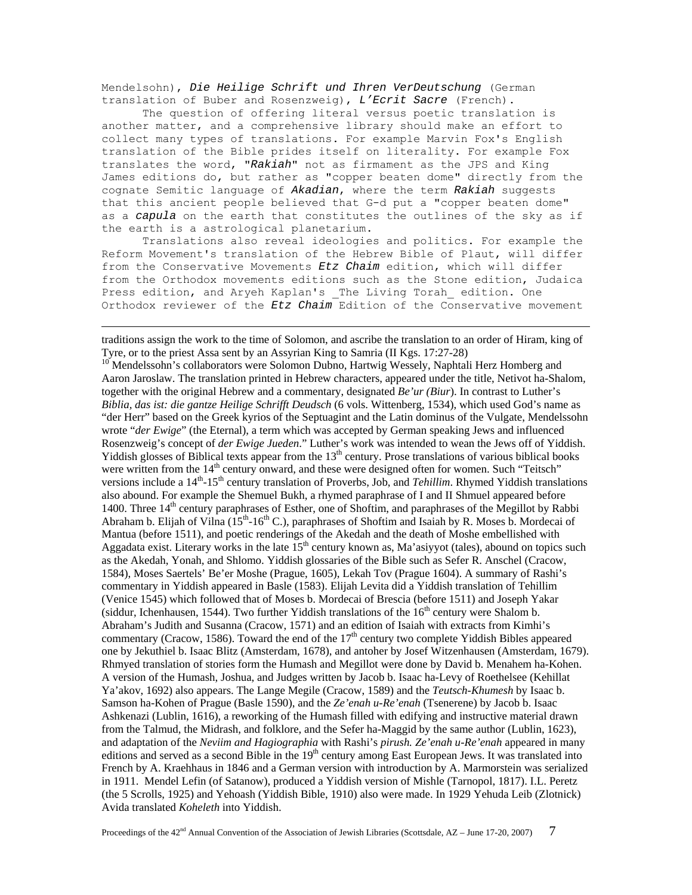Mendelsohn), *Die Heilige Schrift und Ihren VerDeutschung* (German translation of Buber and Rosenzweig), *L'Ecrit Sacre* (French).

The question of offering literal versus poetic translation is another matter, and a comprehensive library should make an effort to collect many types of translations. For example Marvin Fox's English translation of the Bible prides itself on literality. For example Fox translates the word, "*Rakiah*" not as firmament as the JPS and King James editions do, but rather as "copper beaten dome" directly from the cognate Semitic language of *Akadian*, where the term *Rakiah* suggests that this ancient people believed that G-d put a "copper beaten dome" as a *capula* on the earth that constitutes the outlines of the sky as if the earth is a astrological planetarium.

Translations also reveal ideologies and politics. For example the Reform Movement's translation of the Hebrew Bible of Plaut, will differ from the Conservative Movements *Etz Chaim* edition, which will differ from the Orthodox movements editions such as the Stone edition, Judaica Press edition, and Aryeh Kaplan's _The Living Torah_ edition. One Orthodox reviewer of the *Etz Chaim* Edition of the Conservative movement

---

traditions assign the work to the time of Solomon, and ascribe the translation to an order of Hiram, king of Tyre, or to the priest Assa sent by an Assyrian King to Samria (II Kgs. 17:27-28)

[10] Mendelssohn's collaborators were Solomon Dubno, Hartwig Wessely, Naphtali Herz Homberg and Aaron Jaroslaw. The translation printed in Hebrew characters, appeared under the title, Netivot ha-Shalom, together with the original Hebrew and a commentary, designated *Be'ur (Biur*). In contrast to Luther's *Biblia, das ist: die gantze Heilige Schrifft Deudsch* (6 vols. Wittenberg, 1534), which used God's name as "der Herr" based on the Greek kyrios of the Septuagint and the Latin dominus of the Vulgate, Mendelssohn wrote "*der Ewige*" (the Eternal), a term which was accepted by German speaking Jews and influenced Rosenzweig's concept of *der Ewige Jueden*." Luther's work was intended to wean the Jews off of Yiddish. Yiddish glosses of Biblical texts appear from the 13th century. Prose translations of various biblical books were written from the 14th century onward, and these were designed often for women. Such "Teitsch" versions include a 14th-15th century translation of Proverbs, Job, and *Tehillim*. Rhymed Yiddish translations also abound. For example the Shemuel Bukh, a rhymed paraphrase of I and II Shmuel appeared before 1400. Three 14th century paraphrases of Esther, one of Shoftim, and paraphrases of the Megillot by Rabbi Abraham b. Elijah of Vilna (15th-16th C.), paraphrases of Shoftim and Isaiah by R. Moses b. Mordecai of Mantua (before 1511), and poetic renderings of the Akedah and the death of Moshe embellished with Aggadata exist. Literary works in the late 15th century known as, Ma'asiyyot (tales), abound on topics such as the Akedah, Yonah, and Shlomo. Yiddish glossaries of the Bible such as Sefer R. Anschel (Cracow, 1584), Moses Saertels' Be'er Moshe (Prague, 1605), Lekah Tov (Prague 1604). A summary of Rashi's commentary in Yiddish appeared in Basle (1583). Elijah Levita did a Yiddish translation of Tehillim (Venice 1545) which followed that of Moses b. Mordecai of Brescia (before 1511) and Joseph Yakar (siddur, Ichenhausen, 1544). Two further Yiddish translations of the 16th century were Shalom b. Abraham's Judith and Susanna (Cracow, 1571) and an edition of Isaiah with extracts from Kimhi's commentary (Cracow, 1586). Toward the end of the 17th century two complete Yiddish Bibles appeared one by Jekuthiel b. Isaac Blitz (Amsterdam, 1678), and antoher by Josef Witzenhausen (Amsterdam, 1679). Rhmyed translation of stories form the Humash and Megillot were done by David b. Menahem ha-Kohen. A version of the Humash, Joshua, and Judges written by Jacob b. Isaac ha-Levy of Roethelsee (Kehillat Ya'akov, 1692) also appears. The Lange Megile (Cracow, 1589) and the *Teutsch-Khumesh* by Isaac b. Samson ha-Kohen of Prague (Basle 1590), and the *Ze'enah u-Re'enah* (Tsenerene) by Jacob b. Isaac Ashkenazi (Lublin, 1616), a reworking of the Humash filled with edifying and instructive material drawn from the Talmud, the Midrash, and folklore, and the Sefer ha-Maggid by the same author (Lublin, 1623), and adaptation of the *Neviim and Hagiographia* with Rashi's *pirush. Ze'enah u-Re'enah* appeared in many editions and served as a second Bible in the 19th century among East European Jews. It was translated into French by A. Kraehhaus in 1846 and a German version with introduction by A. Marmorstein was serialized in 1911. Mendel Lefin (of Satanow), produced a Yiddish version of Mishle (Tarnopol, 1817). I.L. Peretz (the 5 Scrolls, 1925) and Yehoash (Yiddish Bible, 1910) also were made. In 1929 Yehuda Leib (Zlotnick) Avida translated *Koheleth* into Yiddish.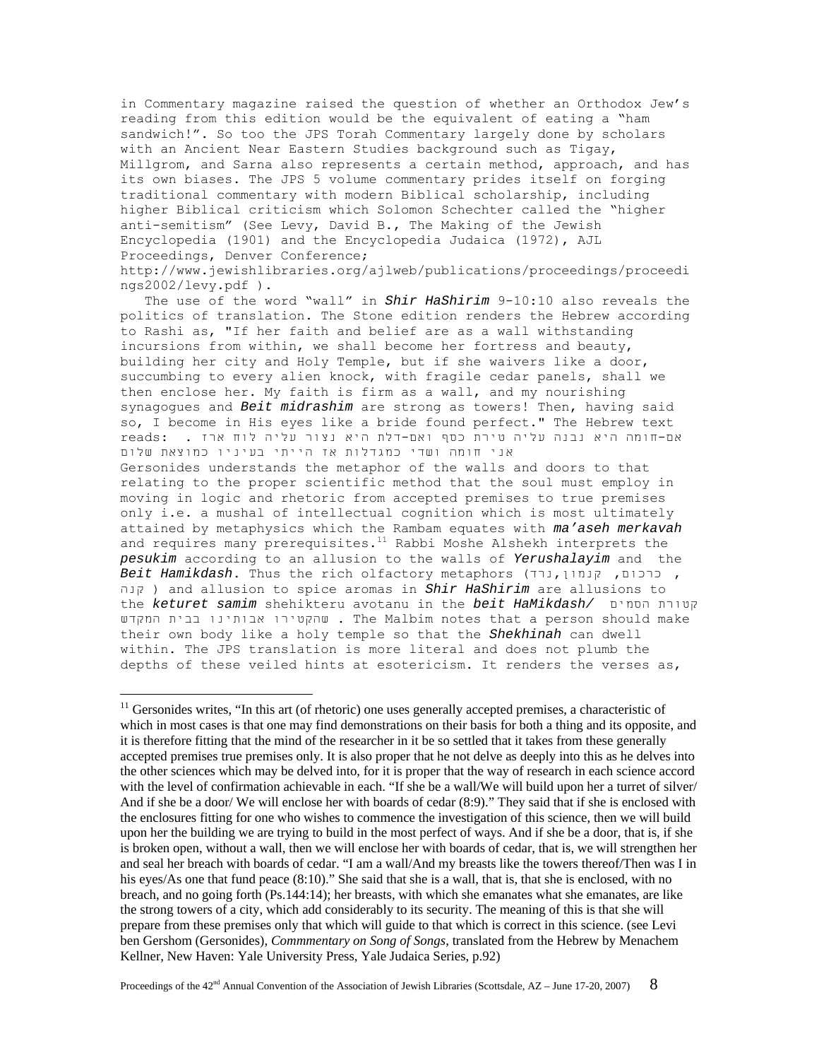in Commentary magazine raised the question of whether an Orthodox Jew's reading from this edition would be the equivalent of eating a "ham sandwich!". So too the JPS Torah Commentary largely done by scholars with an Ancient Near Eastern Studies background such as Tigay, Millgrom, and Sarna also represents a certain method, approach, and has its own biases. The JPS 5 volume commentary prides itself on forging traditional commentary with modern Biblical scholarship, including higher Biblical criticism which Solomon Schechter called the "higher anti-semitism" (See Levy, David B., The Making of the Jewish Encyclopedia (1901) and the Encyclopedia Judaica (1972), AJL Proceedings, Denver Conference; http://www.jewishlibraries.org/ajlweb/publications/proceedings/proceedings2002/levy.pdf ).

The use of the word "wall" in ***Shir HaShirim*** 9-10:10 also reveals the politics of translation. The Stone edition renders the Hebrew according to Rashi as, "If her faith and belief are as a wall withstanding incursions from within, we shall become her fortress and beauty, building her city and Holy Temple, but if she waivers like a door, succumbing to every alien knock, with fragile cedar panels, shall we then enclose her. My faith is firm as a wall, and my nourishing synagogues and ***Beit midrashim*** are strong as towers! Then, having said so, I become in His eyes like a bride found perfect." The Hebrew text reads: אם-חומה היא נבנה עליה טירת כסף ואם-דלת היא נצור עליה לוח ארז . אני חומה ושדי כמגדלות אז הייתי בעיניו כמוצאת שלום

Gersonides understands the metaphor of the walls and doors to that relating to the proper scientific method that the soul must employ in moving in logic and rhetoric from accepted premises to true premises only i.e. a mushal of intellectual cognition which is most ultimately attained by metaphysics which the Rambam equates with ***ma'aseh merkavah*** and requires many prerequisites.[11] Rabbi Moshe Alshekh interprets the ***pesukim*** according to an allusion to the walls of ***Yerushalayim*** and the ***Beit Hamikdash***. Thus the rich olfactory metaphors (כרכום, קנמון,נרד , קנה ) and allusion to spice aromas in ***Shir HaShirim*** are allusions to the ***keturet samim*** shehikteru avotanu in the ***beit HaMikdash/*** קטורת הסמים שהקטירו אבותינו בבית המקדש . The Malbim notes that a person should make their own body like a holy temple so that the ***Shekhinah*** can dwell within. The JPS translation is more literal and does not plumb the depths of these veiled hints at esotericism. It renders the verses as,

---

[11] Gersonides writes, "In this art (of rhetoric) one uses generally accepted premises, a characteristic of which in most cases is that one may find demonstrations on their basis for both a thing and its opposite, and it is therefore fitting that the mind of the researcher in it be so settled that it takes from these generally accepted premises true premises only. It is also proper that he not delve as deeply into this as he delves into the other sciences which may be delved into, for it is proper that the way of research in each science accord with the level of confirmation achievable in each. "If she be a wall/We will build upon her a turret of silver/ And if she be a door/ We will enclose her with boards of cedar (8:9)." They said that if she is enclosed with the enclosures fitting for one who wishes to commence the investigation of this science, then we will build upon her the building we are trying to build in the most perfect of ways. And if she be a door, that is, if she is broken open, without a wall, then we will enclose her with boards of cedar, that is, we will strengthen her and seal her breach with boards of cedar. "I am a wall/And my breasts like the towers thereof/Then was I in his eyes/As one that fund peace (8:10)." She said that she is a wall, that is, that she is enclosed, with no breach, and no going forth (Ps.144:14); her breasts, with which she emanates what she emanates, are like the strong towers of a city, which add considerably to its security. The meaning of this is that she will prepare from these premises only that which will guide to that which is correct in this science. (see Levi ben Gershom (Gersonides), *Commmentary on Song of Songs*, translated from the Hebrew by Menachem Kellner, New Haven: Yale University Press, Yale Judaica Series, p.92)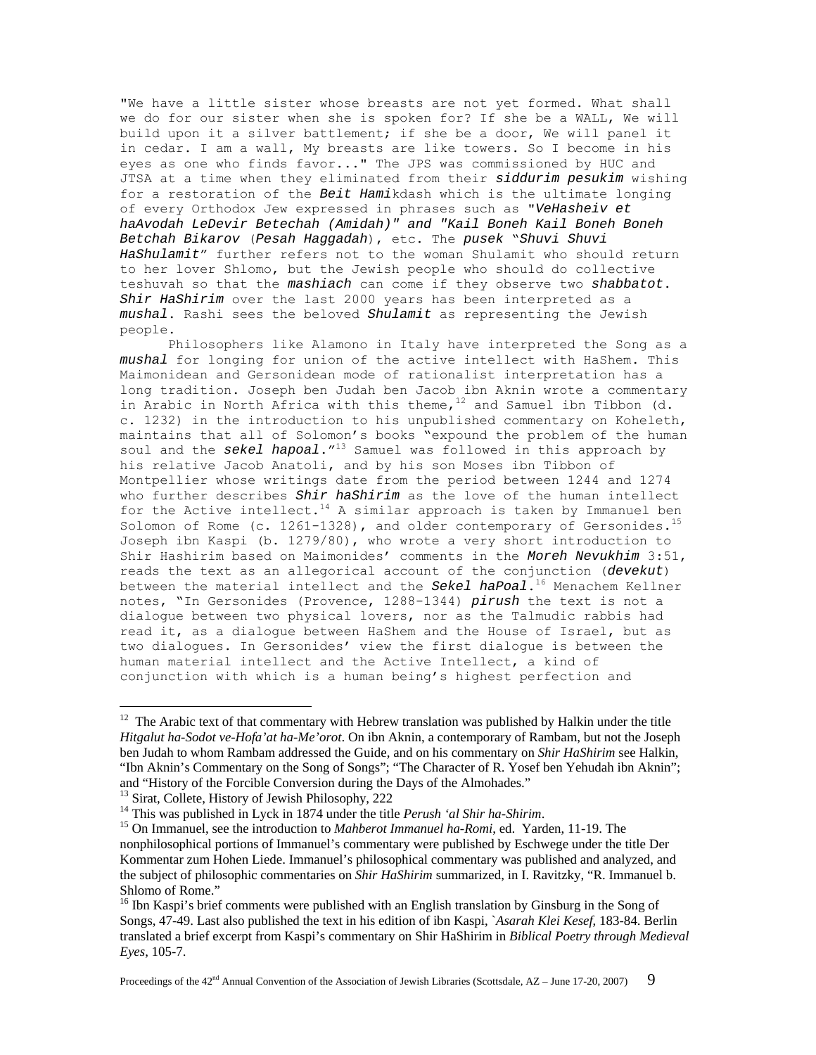"We have a little sister whose breasts are not yet formed. What shall we do for our sister when she is spoken for? If she be a WALL, We will build upon it a silver battlement; if she be a door, We will panel it in cedar. I am a wall, My breasts are like towers. So I become in his eyes as one who finds favor..." The JPS was commissioned by HUC and JTSA at a time when they eliminated from their ***siddurim pesukim*** wishing for a restoration of the ***Beit Hami***kdash which is the ultimate longing of every Orthodox Jew expressed in phrases such as "*VeHasheiv et haAvodah LeDevir Betechah (Amidah)" and "Kail Boneh Kail Boneh Boneh Betchah Bikarov* (*Pesah Haggadah*), etc. The ***pusek*** "*Shuvi Shuvi HaShulamit*" further refers not to the woman Shulamit who should return to her lover Shlomo, but the Jewish people who should do collective teshuvah so that the ***mashiach*** can come if they observe two ***shabbatot***. ***Shir HaShirim*** over the last 2000 years has been interpreted as a ***mushal***. Rashi sees the beloved ***Shulamit*** as representing the Jewish people.

Philosophers like Alamono in Italy have interpreted the Song as a ***mushal*** for longing for union of the active intellect with HaShem. This Maimonidean and Gersonidean mode of rationalist interpretation has a long tradition. Joseph ben Judah ben Jacob ibn Aknin wrote a commentary in Arabic in North Africa with this theme,[12] and Samuel ibn Tibbon (d. c. 1232) in the introduction to his unpublished commentary on Koheleth, maintains that all of Solomon's books "expound the problem of the human soul and the ***sekel hapoal***."[13] Samuel was followed in this approach by his relative Jacob Anatoli, and by his son Moses ibn Tibbon of Montpellier whose writings date from the period between 1244 and 1274 who further describes ***Shir haShirim*** as the love of the human intellect for the Active intellect.[14] A similar approach is taken by Immanuel ben Solomon of Rome (c. 1261-1328), and older contemporary of Gersonides.[15] Joseph ibn Kaspi (b. 1279/80), who wrote a very short introduction to Shir Hashirim based on Maimonides' comments in the ***Moreh Nevukhim*** 3:51, reads the text as an allegorical account of the conjunction (***devekut***) between the material intellect and the ***Sekel haPoal***.[16] Menachem Kellner notes, "In Gersonides (Provence, 1288-1344) ***pirush*** the text is not a dialogue between two physical lovers, nor as the Talmudic rabbis had read it, as a dialogue between HaShem and the House of Israel, but as two dialogues. In Gersonides' view the first dialogue is between the human material intellect and the Active Intellect, a kind of conjunction with which is a human being's highest perfection and

---

[12] The Arabic text of that commentary with Hebrew translation was published by Halkin under the title *Hitgalut ha-Sodot ve-Hofa'at ha-Me'orot*. On ibn Aknin, a contemporary of Rambam, but not the Joseph ben Judah to whom Rambam addressed the Guide, and on his commentary on *Shir HaShirim* see Halkin, "Ibn Aknin's Commentary on the Song of Songs"; "The Character of R. Yosef ben Yehudah ibn Aknin"; and "History of the Forcible Conversion during the Days of the Almohades."

[13] Sirat, Collete, History of Jewish Philosophy, 222

[14] This was published in Lyck in 1874 under the title *Perush 'al Shir ha-Shirim*.

[15] On Immanuel, see the introduction to *Mahberot Immanuel ha-Romi*, ed. Yarden, 11-19. The nonphilosophical portions of Immanuel's commentary were published by Eschwege under the title Der Kommentar zum Hohen Liede. Immanuel's philosophical commentary was published and analyzed, and the subject of philosophic commentaries on *Shir HaShirim* summarized, in I. Ravitzky, "R. Immanuel b. Shlomo of Rome."

[16] Ibn Kaspi's brief comments were published with an English translation by Ginsburg in the Song of Songs, 47-49. Last also published the text in his edition of ibn Kaspi, *`Asarah Klei Kesef*, 183-84. Berlin translated a brief excerpt from Kaspi's commentary on Shir HaShirim in *Biblical Poetry through Medieval Eyes*, 105-7.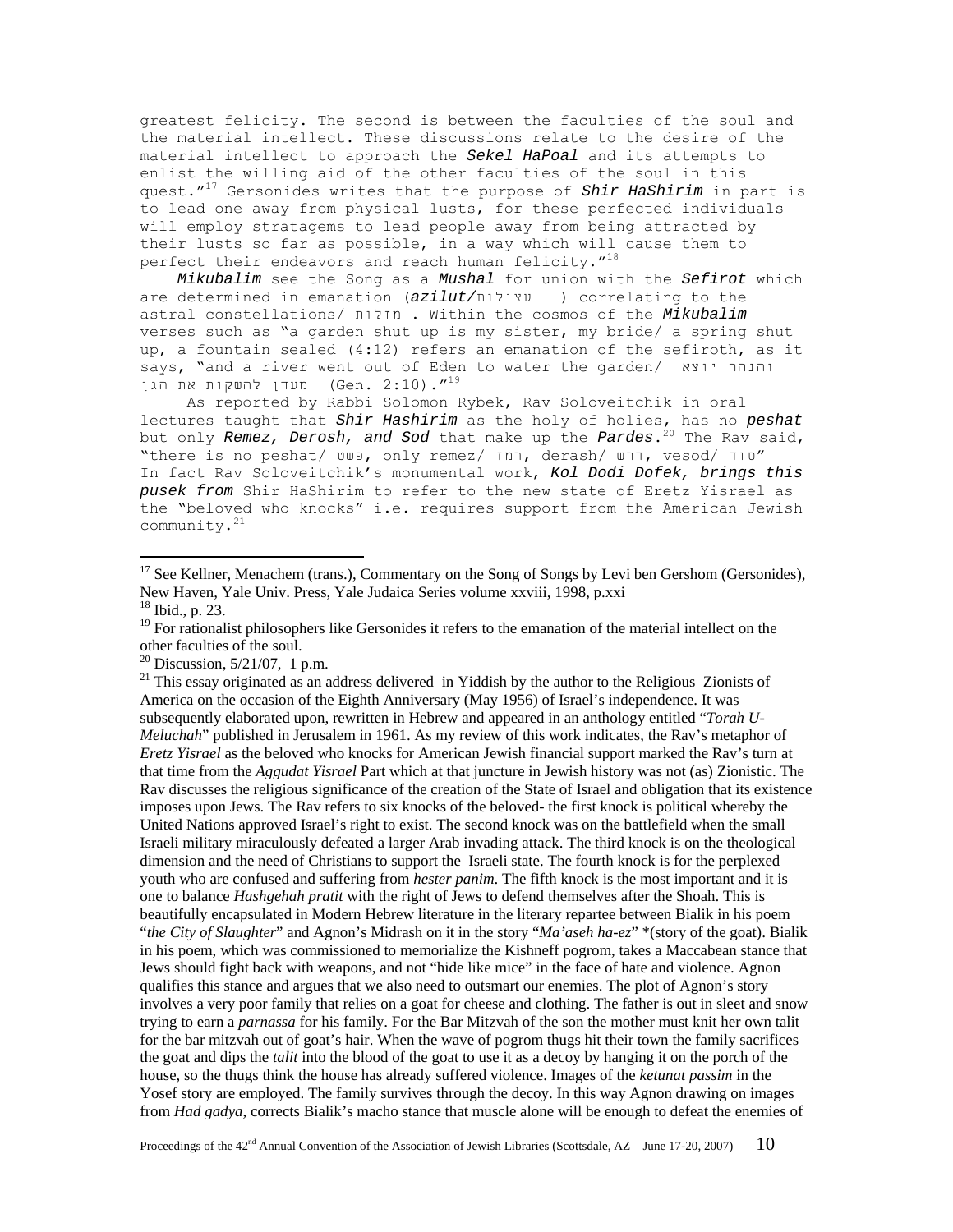greatest felicity. The second is between the faculties of the soul and the material intellect. These discussions relate to the desire of the material intellect to approach the ***Sekel HaPoal*** and its attempts to enlist the willing aid of the other faculties of the soul in this quest."[17] Gersonides writes that the purpose of ***Shir HaShirim*** in part is to lead one away from physical lusts, for these perfected individuals will employ stratagems to lead people away from being attracted by their lusts so far as possible, in a way which will cause them to perfect their endeavors and reach human felicity."[18]

*Mikubalim* see the Song as a ***Mushal*** for union with the ***Sefirot*** which are determined in emanation (***azilut/***עצילות ) correlating to the astral constellations/ מזלות . Within the cosmos of the ***Mikubalim*** verses such as "a garden shut up is my sister, my bride/ a spring shut up, a fountain sealed (4:12) refers an emanation of the sefiroth, as it says, "and a river went out of Eden to water the garden/ והנהר יוצא מעדן להשקות את הגן (Gen. 2:10)."[19]

As reported by Rabbi Solomon Rybek, Rav Soloveitchik in oral lectures taught that ***Shir Hashirim*** as the holy of holies, has no ***peshat*** but only ***Remez, Derosh, and Sod*** that make up the ***Pardes***.[20] The Rav said, "there is no peshat/ פשט, only remez/ רמז, derash/ דרש, vesod/ סוד" In fact Rav Soloveitchik's monumental work, ***Kol Dodi Dofek, brings this pusek from*** Shir HaShirim to refer to the new state of Eretz Yisrael as the "beloved who knocks" i.e. requires support from the American Jewish community.[21]

---

[17] See Kellner, Menachem (trans.), Commentary on the Song of Songs by Levi ben Gershom (Gersonides), New Haven, Yale Univ. Press, Yale Judaica Series volume xxviii, 1998, p.xxi

[18] Ibid., p. 23.

[19] For rationalist philosophers like Gersonides it refers to the emanation of the material intellect on the other faculties of the soul.

[20] Discussion, 5/21/07, 1 p.m.

[21] This essay originated as an address delivered in Yiddish by the author to the Religious Zionists of America on the occasion of the Eighth Anniversary (May 1956) of Israel's independence. It was subsequently elaborated upon, rewritten in Hebrew and appeared in an anthology entitled "*Torah U-Meluchah*" published in Jerusalem in 1961. As my review of this work indicates, the Rav's metaphor of *Eretz Yisrael* as the beloved who knocks for American Jewish financial support marked the Rav's turn at that time from the *Aggudat Yisrael* Part which at that juncture in Jewish history was not (as) Zionistic. The Rav discusses the religious significance of the creation of the State of Israel and obligation that its existence imposes upon Jews. The Rav refers to six knocks of the beloved- the first knock is political whereby the United Nations approved Israel's right to exist. The second knock was on the battlefield when the small Israeli military miraculously defeated a larger Arab invading attack. The third knock is on the theological dimension and the need of Christians to support the Israeli state. The fourth knock is for the perplexed youth who are confused and suffering from *hester panim.* The fifth knock is the most important and it is one to balance *Hashgehah pratit* with the right of Jews to defend themselves after the Shoah. This is beautifully encapsulated in Modern Hebrew literature in the literary repartee between Bialik in his poem "*the City of Slaughter*" and Agnon's Midrash on it in the story "*Ma'aseh ha-ez*" *(story of the goat). Bialik in his poem, which was commissioned to memorialize the Kishneff pogrom, takes a Maccabean stance that Jews should fight back with weapons, and not "hide like mice" in the face of hate and violence. Agnon qualifies this stance and argues that we also need to outsmart our enemies. The plot of Agnon's story involves a very poor family that relies on a goat for cheese and clothing. The father is out in sleet and snow trying to earn a *parnassa* for his family. For the Bar Mitzvah of the son the mother must knit her own talit for the bar mitzvah out of goat's hair. When the wave of pogrom thugs hit their town the family sacrifices the goat and dips the *talit* into the blood of the goat to use it as a decoy by hanging it on the porch of the house, so the thugs think the house has already suffered violence. Images of the *ketunat passim* in the Yosef story are employed. The family survives through the decoy. In this way Agnon drawing on images from *Had gadya*, corrects Bialik's macho stance that muscle alone will be enough to defeat the enemies of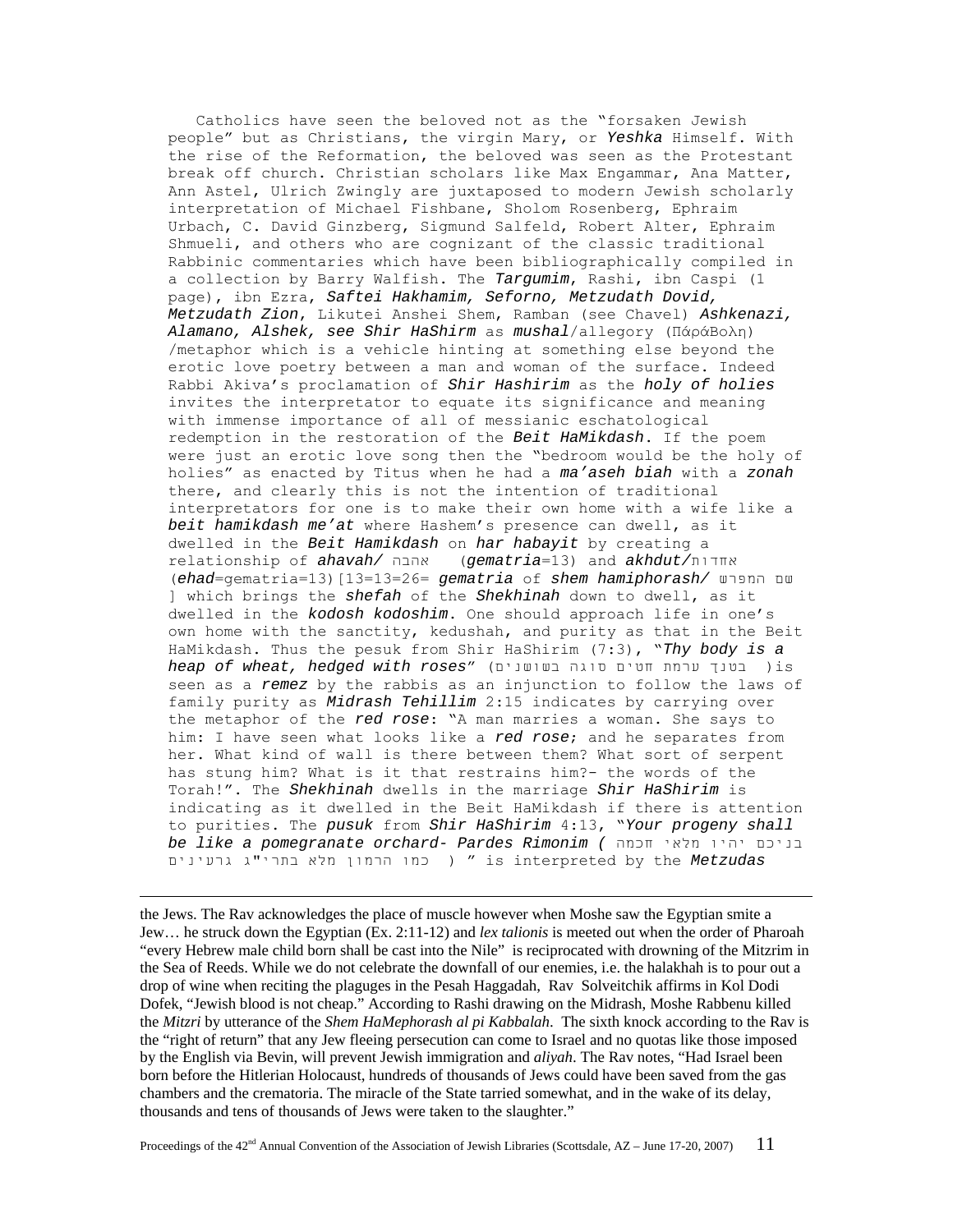Catholics have seen the beloved not as the "forsaken Jewish people" but as Christians, the virgin Mary, or *Yeshka* Himself. With the rise of the Reformation, the beloved was seen as the Protestant break off church. Christian scholars like Max Engammar, Ana Matter, Ann Astel, Ulrich Zwingly are juxtaposed to modern Jewish scholarly interpretation of Michael Fishbane, Sholom Rosenberg, Ephraim Urbach, C. David Ginzberg, Sigmund Salfeld, Robert Alter, Ephraim Shmueli, and others who are cognizant of the classic traditional Rabbinic commentaries which have been bibliographically compiled in a collection by Barry Walfish. The *Targumim*, Rashi, ibn Caspi (1 page), ibn Ezra, *Saftei Hakhamim, Seforno, Metzudath Dovid, Metzudath Zion*, Likutei Anshei Shem, Ramban (see Chavel) *Ashkenazi, Alamano, Alshek, see Shir HaShirm* as *mushal*/allegory (ΠάράΒολη) /metaphor which is a vehicle hinting at something else beyond the erotic love poetry between a man and woman of the surface. Indeed Rabbi Akiva's proclamation of *Shir Hashirim* as the *holy of holies* invites the interpretator to equate its significance and meaning with immense importance of all of messianic eschatological redemption in the restoration of the *Beit HaMikdash*. If the poem were just an erotic love song then the "bedroom would be the holy of holies" as enacted by Titus when he had a *ma'aseh biah* with a *zonah* there, and clearly this is not the intention of traditional interpretators for one is to make their own home with a wife like a *beit hamikdash me'at* where Hashem's presence can dwell, as it dwelled in the *Beit Hamikdash* on *har habayit* by creating a relationship of *ahavah*/ אהבה (*gematria*=13) and *akhdut*/אחדות (*ehad*=gematria=13)[13=13=26= *gematria* of *shem hamiphorash*/ שם המפרש ] which brings the *shefah* of the *Shekhinah* down to dwell, as it dwelled in the *kodosh kodoshim*. One should approach life in one's own home with the sanctity, kedushah, and purity as that in the Beit HaMikdash. Thus the pesuk from Shir HaShirim (7:3), "*Thy body is a heap of wheat, hedged with roses*" (בטנך ערמת חטים סוגה בשושנים) is seen as a *remez* by the rabbis as an injunction to follow the laws of family purity as *Midrash Tehillim* 2:15 indicates by carrying over the metaphor of the *red rose*: "A man marries a woman. She says to him: I have seen what looks like a *red rose*; and he separates from her. What kind of wall is there between them? What sort of serpent has stung him? What is it that restrains him?- the words of the Torah!". The *Shekhinah* dwells in the marriage *Shir HaShirim* is indicating as it dwelled in the Beit HaMikdash if there is attention to purities. The *pusuk* from *Shir HaShirim* 4:13, "*Your progeny shall be like a pomegranate orchard- Pardes Rimonim* ( בניכם יהיו מלאי חכמה כמו הרמון מלא בתרי"ג גרעינים ) " is interpreted by the *Metzudas*

---

the Jews. The Rav acknowledges the place of muscle however when Moshe saw the Egyptian smite a Jew… he struck down the Egyptian (Ex. 2:11-12) and *lex talionis* is meeted out when the order of Pharoah "every Hebrew male child born shall be cast into the Nile" is reciprocated with drowning of the Mitzrim in the Sea of Reeds. While we do not celebrate the downfall of our enemies, i.e. the halakhah is to pour out a drop of wine when reciting the plaguges in the Pesah Haggadah, Rav Solveitchik affirms in Kol Dodi Dofek, "Jewish blood is not cheap." According to Rashi drawing on the Midrash, Moshe Rabbenu killed the *Mitzri* by utterance of the *Shem HaMephorash al pi Kabbalah*. The sixth knock according to the Rav is the "right of return" that any Jew fleeing persecution can come to Israel and no quotas like those imposed by the English via Bevin, will prevent Jewish immigration and *aliyah*. The Rav notes, "Had Israel been born before the Hitlerian Holocaust, hundreds of thousands of Jews could have been saved from the gas chambers and the crematoria. The miracle of the State tarried somewhat, and in the wake of its delay, thousands and tens of thousands of Jews were taken to the slaughter."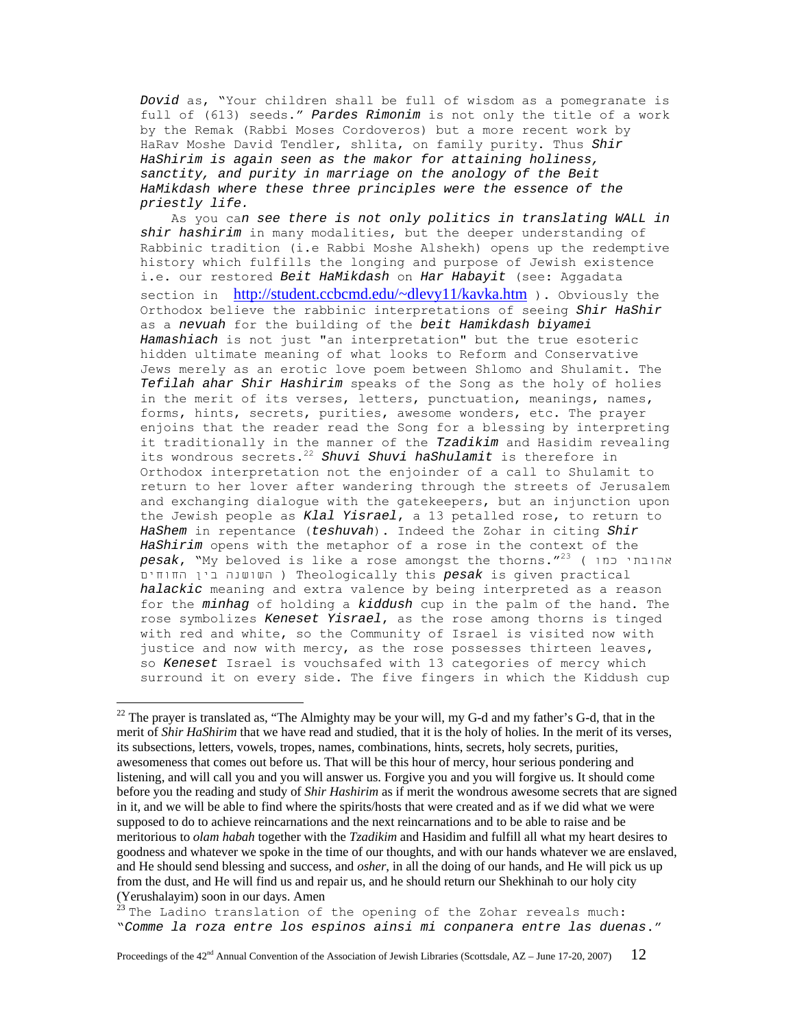*Dovid* as, "Your children shall be full of wisdom as a pomegranate is full of (613) seeds." *Pardes Rimonim* is not only the title of a work by the Remak (Rabbi Moses Cordoveros) but a more recent work by HaRav Moshe David Tendler, shlita, on family purity. Thus *Shir HaShirim is again seen as the makor for attaining holiness, sanctity, and purity in marriage on the anology of the Beit HaMikdash where these three principles were the essence of the priestly life.*

As you ca*n see there is not only politics in translating WALL in shir hashirim* in many modalities, but the deeper understanding of Rabbinic tradition (i.e Rabbi Moshe Alshekh) opens up the redemptive history which fulfills the longing and purpose of Jewish existence i.e. our restored *Beit HaMikdash* on *Har Habayit* (see: Aggadata section in http://student.ccbcmd.edu/~dlevy11/kavka.htm ). Obviously the Orthodox believe the rabbinic interpretations of seeing *Shir HaShir* as a *nevuah* for the building of the *beit Hamikdash biyamei Hamashiach* is not just "an interpretation" but the true esoteric hidden ultimate meaning of what looks to Reform and Conservative Jews merely as an erotic love poem between Shlomo and Shulamit. The *Tefilah ahar Shir Hashirim* speaks of the Song as the holy of holies in the merit of its verses, letters, punctuation, meanings, names, forms, hints, secrets, purities, awesome wonders, etc. The prayer enjoins that the reader read the Song for a blessing by interpreting it traditionally in the manner of the *Tzadikim* and Hasidim revealing its wondrous secrets.[22] *Shuvi Shuvi haShulamit* is therefore in Orthodox interpretation not the enjoinder of a call to Shulamit to return to her lover after wandering through the streets of Jerusalem and exchanging dialogue with the gatekeepers, but an injunction upon the Jewish people as *Klal Yisrael*, a 13 petalled rose, to return to *HaShem* in repentance (*teshuvah*). Indeed the Zohar in citing *Shir HaShirim* opens with the metaphor of a rose in the context of the *pesak*, "My beloved is like a rose amongst the thorns."[23] ( אהובתי כמו השושנה בין החוחים ) Theologically this *pesak* is given practical *halackic* meaning and extra valence by being interpreted as a reason for the *minhag* of holding a *kiddush* cup in the palm of the hand. The rose symbolizes *Keneset Yisrael*, as the rose among thorns is tinged with red and white, so the Community of Israel is visited now with justice and now with mercy, as the rose possesses thirteen leaves, so *Keneset* Israel is vouchsafed with 13 categories of mercy which surround it on every side. The five fingers in which the Kiddush cup

---

[22] The prayer is translated as, "The Almighty may be your will, my G-d and my father's G-d, that in the merit of *Shir HaShirim* that we have read and studied, that it is the holy of holies. In the merit of its verses, its subsections, letters, vowels, tropes, names, combinations, hints, secrets, holy secrets, purities, awesomeness that comes out before us. That will be this hour of mercy, hour serious pondering and listening, and will call you and you will answer us. Forgive you and you will forgive us. It should come before you the reading and study of *Shir Hashirim* as if merit the wondrous awesome secrets that are signed in it, and we will be able to find where the spirits/hosts that were created and as if we did what we were supposed to do to achieve reincarnations and the next reincarnations and to be able to raise and be meritorious to *olam habah* together with the *Tzadikim* and Hasidim and fulfill all what my heart desires to goodness and whatever we spoke in the time of our thoughts, and with our hands whatever we are enslaved, and He should send blessing and success, and *osher*, in all the doing of our hands, and He will pick us up from the dust, and He will find us and repair us, and he should return our Shekhinah to our holy city (Yerushalayim) soon in our days. Amen

[23] The Ladino translation of the opening of the Zohar reveals much: "*Comme la roza entre los espinos ainsi mi conpanera entre las duenas.*"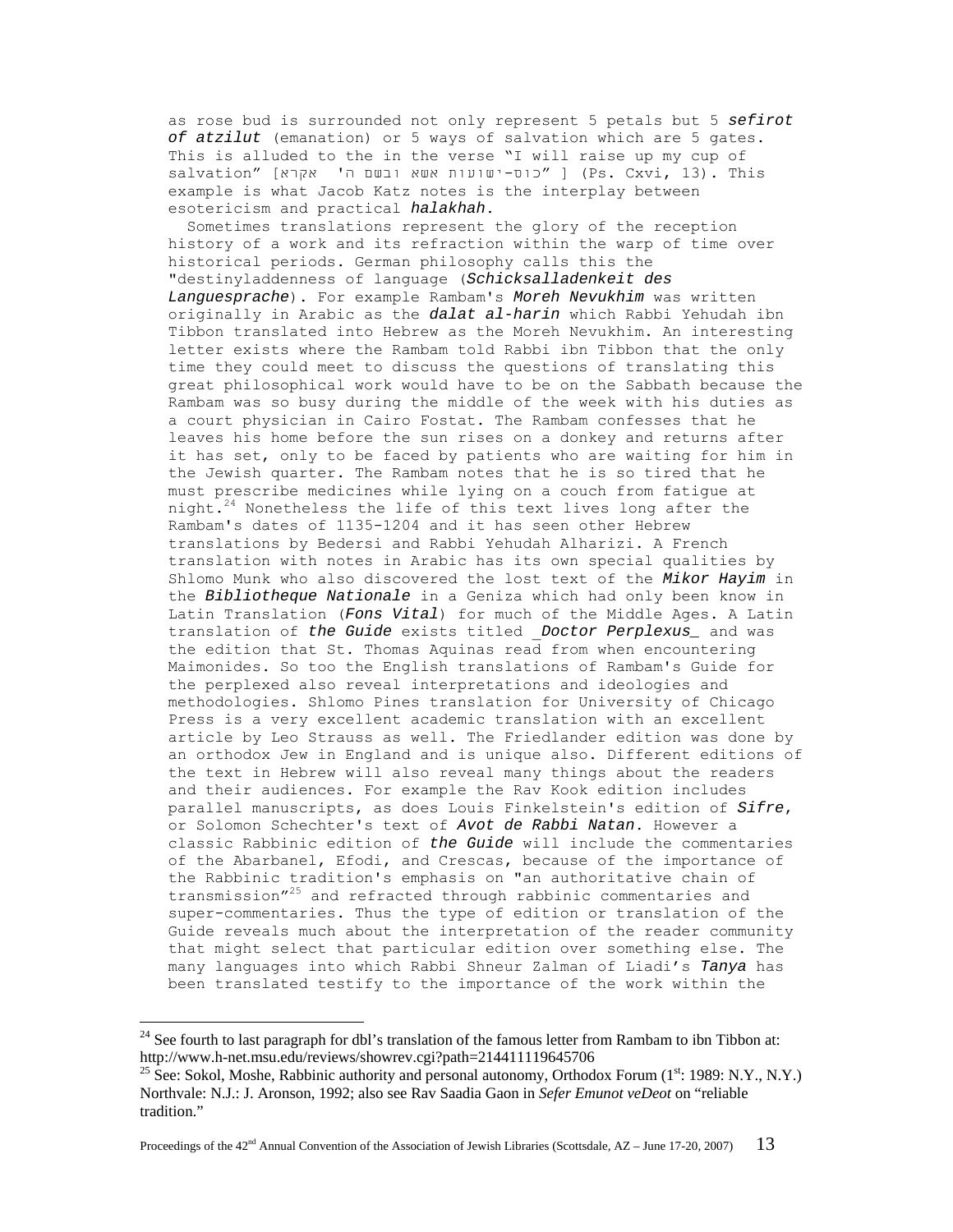as rose bud is surrounded not only represent 5 petals but 5 ***sefirot of atzilut*** (emanation) or 5 ways of salvation which are 5 gates. This is alluded to the in the verse "I will raise up my cup of salvation" [כוס-ישועות אשא ובשם ה' אקרא" ] (Ps. Cxvi, 13). This example is what Jacob Katz notes is the interplay between esotericism and practical ***halakhah***.

Sometimes translations represent the glory of the reception history of a work and its refraction within the warp of time over historical periods. German philosophy calls this the "destinyladdenness of language (*Schicksalladenkeit des Languesprache*). For example Rambam's ***Moreh Nevukhim*** was written originally in Arabic as the ***dalat al-harin*** which Rabbi Yehudah ibn Tibbon translated into Hebrew as the Moreh Nevukhim. An interesting letter exists where the Rambam told Rabbi ibn Tibbon that the only time they could meet to discuss the questions of translating this great philosophical work would have to be on the Sabbath because the Rambam was so busy during the middle of the week with his duties as a court physician in Cairo Fostat. The Rambam confesses that he leaves his home before the sun rises on a donkey and returns after it has set, only to be faced by patients who are waiting for him in the Jewish quarter. The Rambam notes that he is so tired that he must prescribe medicines while lying on a couch from fatigue at night.[24] Nonetheless the life of this text lives long after the Rambam's dates of 1135-1204 and it has seen other Hebrew translations by Bedersi and Rabbi Yehudah Alharizi. A French translation with notes in Arabic has its own special qualities by Shlomo Munk who also discovered the lost text of the ***Mikor Hayim*** in the ***Bibliotheque Nationale*** in a Geniza which had only been know in Latin Translation (*Fons Vital*) for much of the Middle Ages. A Latin translation of ***the Guide*** exists titled _***Doctor Perplexus***_ and was the edition that St. Thomas Aquinas read from when encountering Maimonides. So too the English translations of Rambam's Guide for the perplexed also reveal interpretations and ideologies and methodologies. Shlomo Pines translation for University of Chicago Press is a very excellent academic translation with an excellent article by Leo Strauss as well. The Friedlander edition was done by an orthodox Jew in England and is unique also. Different editions of the text in Hebrew will also reveal many things about the readers and their audiences. For example the Rav Kook edition includes parallel manuscripts, as does Louis Finkelstein's edition of ***Sifre***, or Solomon Schechter's text of ***Avot de Rabbi Natan***. However a classic Rabbinic edition of ***the Guide*** will include the commentaries of the Abarbanel, Efodi, and Crescas, because of the importance of the Rabbinic tradition's emphasis on "an authoritative chain of transmission"[25] and refracted through rabbinic commentaries and super-commentaries. Thus the type of edition or translation of the Guide reveals much about the interpretation of the reader community that might select that particular edition over something else. The many languages into which Rabbi Shneur Zalman of Liadi's *Tanya* has been translated testify to the importance of the work within the

---

[24] See fourth to last paragraph for dbl's translation of the famous letter from Rambam to ibn Tibbon at: http://www.h-net.msu.edu/reviews/showrev.cgi?path=214411119645706

[25] See: Sokol, Moshe, Rabbinic authority and personal autonomy, Orthodox Forum (1st: 1989: N.Y., N.Y.) Northvale: N.J.: J. Aronson, 1992; also see Rav Saadia Gaon in *Sefer Emunot veDeot* on "reliable tradition."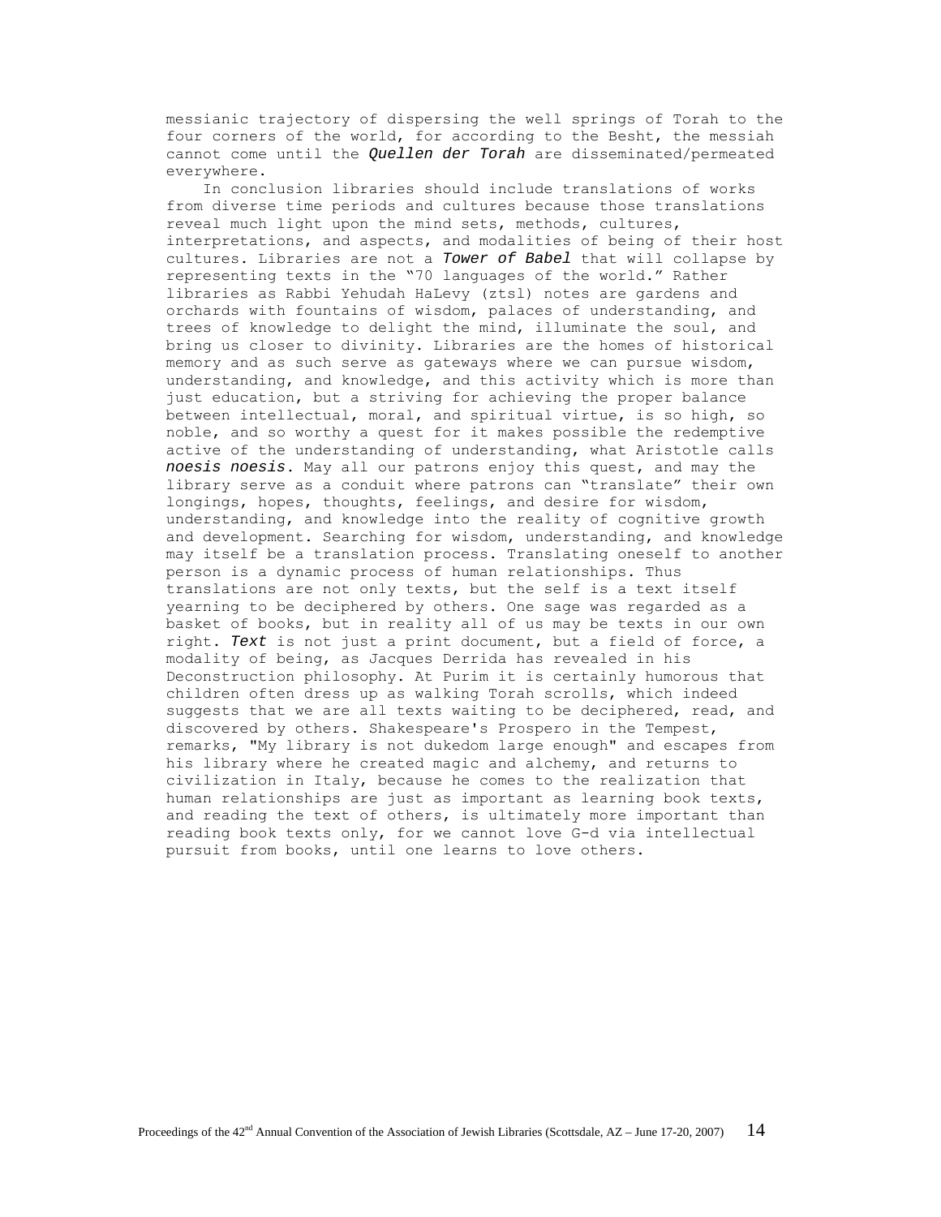messianic trajectory of dispersing the well springs of Torah to the four corners of the world, for according to the Besht, the messiah cannot come until the *Quellen der Torah* are disseminated/permeated everywhere.

In conclusion libraries should include translations of works from diverse time periods and cultures because those translations reveal much light upon the mind sets, methods, cultures, interpretations, and aspects, and modalities of being of their host cultures. Libraries are not a *Tower of Babel* that will collapse by representing texts in the "70 languages of the world." Rather libraries as Rabbi Yehudah HaLevy (ztsl) notes are gardens and orchards with fountains of wisdom, palaces of understanding, and trees of knowledge to delight the mind, illuminate the soul, and bring us closer to divinity. Libraries are the homes of historical memory and as such serve as gateways where we can pursue wisdom, understanding, and knowledge, and this activity which is more than just education, but a striving for achieving the proper balance between intellectual, moral, and spiritual virtue, is so high, so noble, and so worthy a quest for it makes possible the redemptive active of the understanding of understanding, what Aristotle calls *noesis noesis*. May all our patrons enjoy this quest, and may the library serve as a conduit where patrons can "translate" their own longings, hopes, thoughts, feelings, and desire for wisdom, understanding, and knowledge into the reality of cognitive growth and development. Searching for wisdom, understanding, and knowledge may itself be a translation process. Translating oneself to another person is a dynamic process of human relationships. Thus translations are not only texts, but the self is a text itself yearning to be deciphered by others. One sage was regarded as a basket of books, but in reality all of us may be texts in our own right. *Text* is not just a print document, but a field of force, a modality of being, as Jacques Derrida has revealed in his Deconstruction philosophy. At Purim it is certainly humorous that children often dress up as walking Torah scrolls, which indeed suggests that we are all texts waiting to be deciphered, read, and discovered by others. Shakespeare's Prospero in the Tempest, remarks, "My library is not dukedom large enough" and escapes from his library where he created magic and alchemy, and returns to civilization in Italy, because he comes to the realization that human relationships are just as important as learning book texts, and reading the text of others, is ultimately more important than reading book texts only, for we cannot love G-d via intellectual pursuit from books, until one learns to love others.